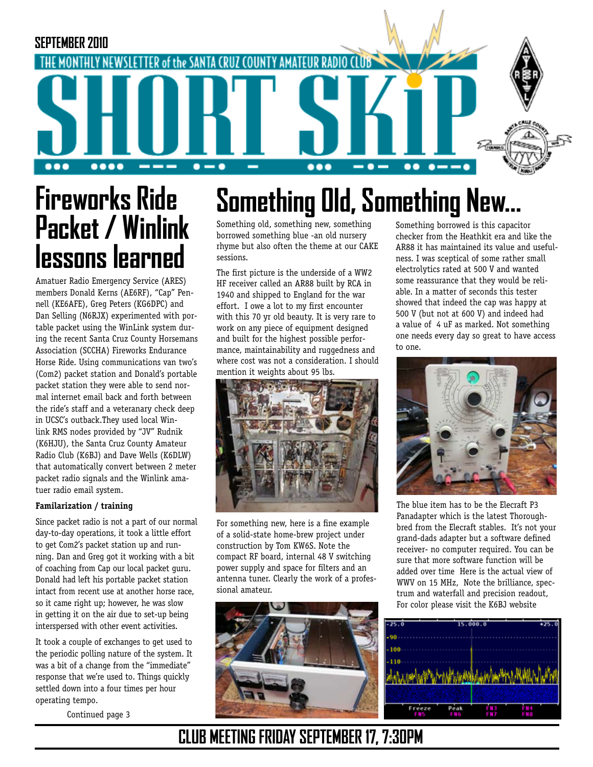SEPTEMBER 2010

THE MONTHLY NEWSLETTER of the SANTA CRUZ COUNTY AMATEUR RADIO CLUB

# SHORT SKiP

# Fireworks Ride Packet / Winlink lessons learned

Amatuer Radio Emergency Service (ARES) members Donald Kerns (AE6RF), "Cap" Pennell (KE6AFE), Greg Peters (KG6DPC) and Dan Selling (N6RJX) experimented with portable packet using the WinLink system during the recent Santa Cruz County Horsemans Association (SCCHA) Fireworks Endurance Horse Ride. Using communications van two's (Com2) packet station and Donald's portable packet station they were able to send normal internet email back and forth between the ride's staff and a veteranary check deep in UCSC's outback.They used local Winlink RMS nodes provided by "JV" Rudnik (K6HJU), the Santa Cruz County Amateur Radio Club (K6BJ) and Dave Wells (K6DLW) that automatically convert between 2 meter packet radio signals and the Winlink amatuer radio email system.

**Familarization / training**

Since packet radio is not a part of our normal day-to-day operations, it took a little effort to get Com2's packet station up and running. Dan and Greg got it working with a bit of coaching from Cap our local packet guru. Donald had left his portable packet station intact from recent use at another horse race, so it came right up; however, he was slow in getting it on the air due to set-up being interspersed with other event activities.

It took a couple of exchanges to get used to the periodic polling nature of the system. It was a bit of a change from the "immediate" response that we're used to. Things quickly settled down into a four times per hour operating tempo.

Continued page 3

# Something Old, Something New...

Something old, something new, something borrowed something blue -an old nursery rhyme but also often the theme at our CAKE sessions.

The first picture is the underside of a WW2 HF receiver called an AR88 built by RCA in 1940 and shipped to England for the war effort. I owe a lot to my first encounter with this 70 yr old beauty. It is very rare to work on any piece of equipment designed and built for the highest possible performance, maintainability and ruggedness and where cost was not a consideration. I should mention it weights about 95 lbs.

For something new, here is a fine example of a solid-state home-brew project under construction by Tom KW6S. Note the compact RF board, internal 48 V switching power supply and space for filters and an antenna tuner. Clearly the work of a professional amateur.

Something borrowed is this capacitor checker from the Heathkit era and like the AR88 it has maintained its value and usefulness. I was sceptical of some rather small electrolytics rated at 500 V and wanted some reassurance that they would be reliable. In a matter of seconds this tester showed that indeed the cap was happy at 500 V (but not at 600 V) and indeed had a value of 4 uF as marked. Not something one needs every day so great to have access to one.

The blue item has to be the Elecraft P3 Panadapter which is the latest Thoroughbred from the Elecraft stables. It's not your grand-dads adapter but a software defined receiver- no computer required. You can be sure that more software function will be added over time Here is the actual view of WWV on 15 MHz, Note the brilliance, spectrum and waterfall and precision readout, For color please visit the K6BJ website

## CLUB MEETING FRIDAY SEPTEMBER 17, 7:30PM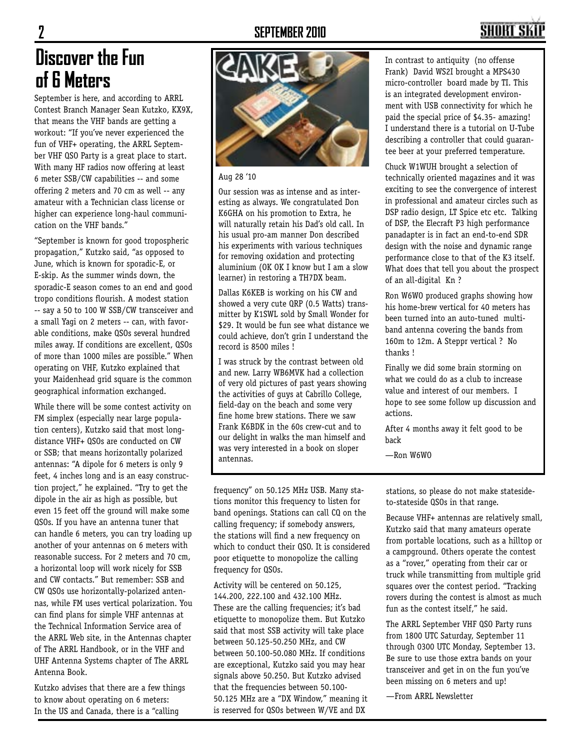# Discover the Fun of 6 Meters

September is here, and according to ARRL Contest Branch Manager Sean Kutzko, KX9X, that means the VHF bands are getting a workout: "If you've never experienced the fun of VHF+ operating, the ARRL September VHF QSO Party is a great place to start. With many HF radios now offering at least 6 meter SSB/CW capabilities -- and some offering 2 meters and 70 cm as well -- any amateur with a Technician class license or higher can experience long-haul communication on the VHF bands."

"September is known for good tropospheric propagation," Kutzko said, "as opposed to June, which is known for sporadic-E, or E-skip. As the summer winds down, the sporadic-E season comes to an end and good tropo conditions flourish. A modest station -- say a 50 to 100 W SSB/CW transceiver and a small Yagi on 2 meters -- can, with favorable conditions, make QSOs several hundred miles away. If conditions are excellent, QSOs of more than 1000 miles are possible." When operating on VHF, Kutzko explained that your Maidenhead grid square is the common geographical information exchanged.

While there will be some contest activity on FM simplex (especially near large population centers), Kutzko said that most long-distance VHF+ QSOs are conducted on CW or SSB; that means horizontally polarized antennas: "A dipole for 6 meters is only 9 feet, 4 inches long and is an easy construction project," he explained. "Try to get the dipole in the air as high as possible, but even 15 feet off the ground will make some QSOs. If you have an antenna tuner that can handle 6 meters, you can try loading up another of your antennas on 6 meters with reasonable success. For 2 meters and 70 cm, a horizontal loop will work nicely for SSB and CW contacts." But remember: SSB and CW QSOs use horizontally-polarized antennas, while FM uses vertical polarization. You can find plans for simple VHF antennas at the Technical Information Service area of the ARRL Web site, in the Antennas chapter of The ARRL Handbook, or in the VHF and UHF Antenna Systems chapter of The ARRL Antenna Book.

Kutzko advises that there are a few things to know about operating on 6 meters: In the US and Canada, there is a "calling frequency" on 50.125 MHz USB. Many stations monitor this frequency to listen for band openings. Stations can call CQ on the calling frequency; if somebody answers, the stations will find a new frequency on which to conduct their QSO. It is considered poor etiquette to monopolize the calling frequency for QSOs.

Activity will be centered on 50.125, 144.200, 222.100 and 432.100 MHz. These are the calling frequencies; it's bad etiquette to monopolize them. But Kutzko said that most SSB activity will take place between 50.125-50.250 MHz, and CW between 50.100-50.080 MHz. If conditions are exceptional, Kutzko said you may hear signals above 50.250. But Kutzko advised that the frequencies between 50.100-50.125 MHz are a "DX Window," meaning it is reserved for QSOs between W/VE and DX stations, so please do not make stateside-to-stateside QSOs in that range.

Because VHF+ antennas are relatively small, Kutzko said that many amateurs operate from portable locations, such as a hilltop or a campground. Others operate the contest as a "rover," operating from their car or truck while transmitting from multiple grid squares over the contest period. "Tracking rovers during the contest is almost as much fun as the contest itself," he said.

The ARRL September VHF QSO Party runs from 1800 UTC Saturday, September 11 through 0300 UTC Monday, September 13. Be sure to use those extra bands on your transceiver and get in on the fun you've been missing on 6 meters and up!

—From ARRL Newsletter

---

Aug 28 '10

Our session was as intense and as interesting as always. We congratulated Don K6GHA on his promotion to Extra, he will naturally retain his Dad's old call. In his usual pro-am manner Don described his experiments with various techniques for removing oxidation and protecting aluminium (OK OK I know but I am a slow learner) in restoring a TH7DX beam.

Dallas K6KEB is working on his CW and showed a very cute QRP (0.5 Watts) transmitter by K1SWL sold by Small Wonder for $29. It would be fun see what distance we could achieve, don't grin I understand the record is 8500 miles !

I was struck by the contrast between old and new. Larry WB6MVK had a collection of very old pictures of past years showing the activities of guys at Cabrillo College, field-day on the beach and some very fine home brew stations. There we saw Frank K6BDK in the 60s crew-cut and to our delight in walks the man himself and was very interested in a book on sloper antennas.

In contrast to antiquity (no offense Frank) David WS2I brought a MPS430 micro-controller board made by TI. This is an integrated development environment with USB connectivity for which he paid the special price of $4.35- amazing! I understand there is a tutorial on U-Tube describing a controller that could guarantee beer at your preferred temperature.

Chuck W1WUH brought a selection of technically oriented magazines and it was exciting to see the convergence of interest in professional and amateur circles such as DSP radio design, LT Spice etc etc. Talking of DSP, the Elecraft P3 high performance panadapter is in fact an end-to-end SDR design with the noise and dynamic range performance close to that of the K3 itself. What does that tell you about the prospect of an all-digital Kn ?

Ron W6WO produced graphs showing how his home-brew vertical for 40 meters has been turned into an auto-tuned multi-band antenna covering the bands from 160m to 12m. A Steppr vertical ? No thanks !

Finally we did some brain storming on what we could do as a club to increase value and interest of our members. I hope to see some follow up discussion and actions.

After 4 months away it felt good to be back

—Ron W6WO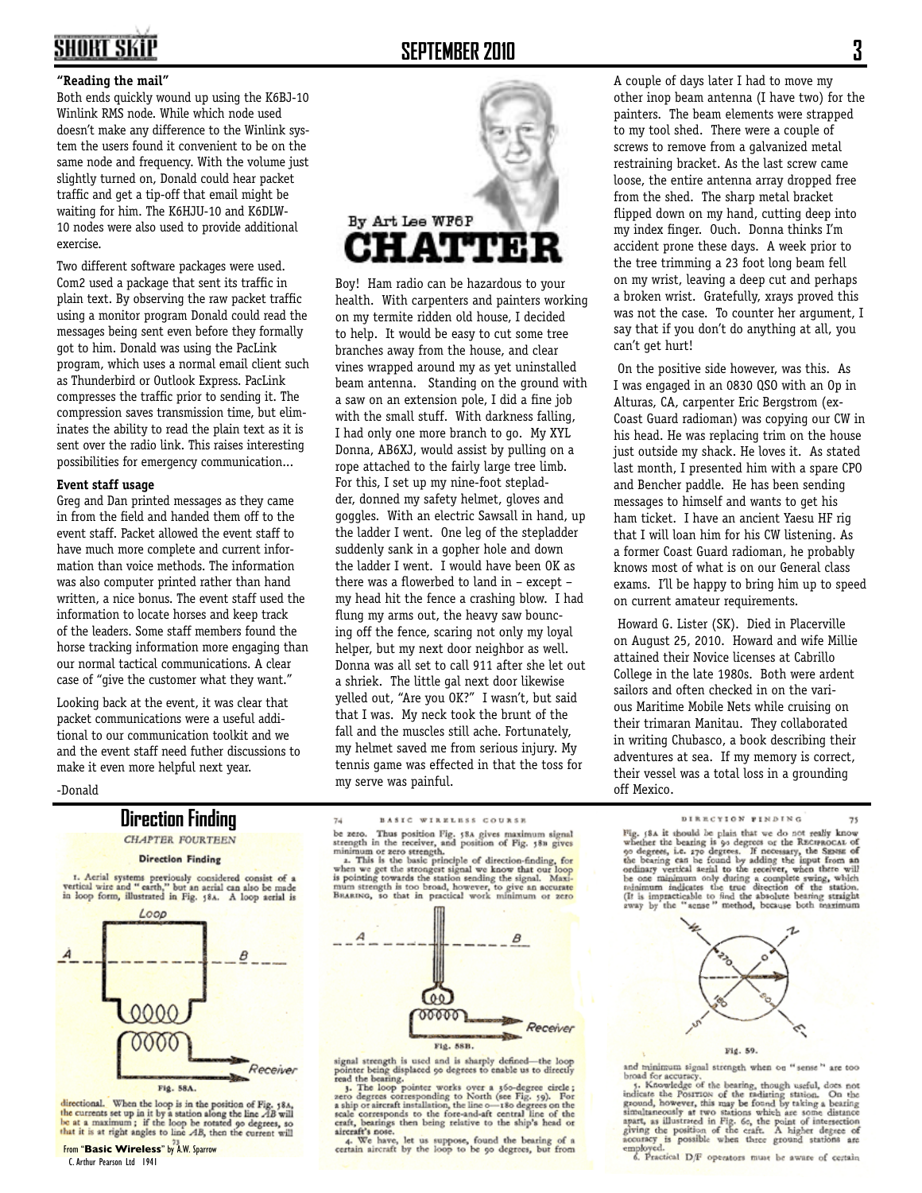### "Reading the mail"

Both ends quickly wound up using the K6BJ-10 Winlink RMS node. While which node used doesn't make any difference to the Winlink system the users found it convenient to be on the same node and frequency. With the volume just slightly turned on, Donald could hear packet traffic and get a tip-off that email might be waiting for him. The K6HJU-10 and K6DLW-10 nodes were also used to provide additional exercise.

Two different software packages were used. Com2 used a package that sent its traffic in plain text. By observing the raw packet traffic using a monitor program Donald could read the messages being sent even before they formally got to him. Donald was using the PacLink program, which uses a normal email client such as Thunderbird or Outlook Express. PacLink compresses the traffic prior to sending it. The compression saves transmission time, but eliminates the ability to read the plain text as it is sent over the radio link. This raises interesting possibilities for emergency communication…

### Event staff usage

Greg and Dan printed messages as they came in from the field and handed them off to the event staff. Packet allowed the event staff to have much more complete and current information than voice methods. The information was also computer printed rather than hand written, a nice bonus. The event staff used the information to locate horses and keep track of the leaders. Some staff members found the horse tracking information more engaging than our normal tactical communications. A clear case of "give the customer what they want."

Looking back at the event, it was clear that packet communications were a useful additional to our communication toolkit and we and the event staff need futher discussions to make it even more helpful next year.

-Donald

## CHATTER

By Art Lee WF6P

Boy! Ham radio can be hazardous to your health. With carpenters and painters working on my termite ridden old house, I decided to help. It would be easy to cut some tree branches away from the house, and clear vines wrapped around my as yet uninstalled beam antenna. Standing on the ground with a saw on an extension pole, I did a fine job with the small stuff. With darkness falling, I had only one more branch to go. My XYL Donna, AB6XJ, would assist by pulling on a rope attached to the fairly large tree limb. For this, I set up my nine-foot stepladder, donned my safety helmet, gloves and goggles. With an electric Sawsall in hand, up the ladder I went. One leg of the stepladder suddenly sank in a gopher hole and down the ladder I went. I would have been OK as there was a flowerbed to land in – except – my head hit the fence a crashing blow. I had flung my arms out, the heavy saw bouncing off the fence, scaring not only my loyal helper, but my next door neighbor as well. Donna was all set to call 911 after she let out a shriek. The little gal next door likewise yelled out, "Are you OK?" I wasn't, but said that I was. My neck took the brunt of the fall and the muscles still ache. Fortunately, my helmet saved me from serious injury. My tennis game was effected in that the toss for my serve was painful.

A couple of days later I had to move my other inop beam antenna (I have two) for the painters. The beam elements were strapped to my tool shed. There were a couple of screws to remove from a galvanized metal restraining bracket. As the last screw came loose, the entire antenna array dropped free from the shed. The sharp metal bracket flipped down on my hand, cutting deep into my index finger. Ouch. Donna thinks I'm accident prone these days. A week prior to the tree trimming a 23 foot long beam fell on my wrist, leaving a deep cut and perhaps a broken wrist. Gratefully, xrays proved this was not the case. To counter her argument, I say that if you don't do anything at all, you can't get hurt!

On the positive side however, was this. As I was engaged in an 0830 QSO with an Op in Alturas, CA, carpenter Eric Bergstrom (ex-Coast Guard radioman) was copying our CW in his head. He was replacing trim on the house just outside my shack. He loves it. As stated last month, I presented him with a spare CPO and Bencher paddle. He has been sending messages to himself and wants to get his ham ticket. I have an ancient Yaesu HF rig that I will loan him for his CW listening. As a former Coast Guard radioman, he probably knows most of what is on our General class exams. I'll be happy to bring him up to speed on current amateur requirements.

Howard G. Lister (SK). Died in Placerville on August 25, 2010. Howard and wife Millie attained their Novice licenses at Cabrillo College in the late 1980s. Both were ardent sailors and often checked in on the various Maritime Mobile Nets while cruising on their trimaran Manitau. They collaborated in writing Chubasco, a book describing their adventures at sea. If my memory is correct, their vessel was a total loss in a grounding off Mexico.

## Direction Finding

*CHAPTER FOURTEEN*

**Direction Finding**

1. Aerial systems previously considered consist of a vertical wire and "earth," but an aerial can also be made in loop form, illustrated in Fig. 58A. A loop aerial is directional. When the loop is in the position of Fig. 58A, the currents set up in it by a station along the line *AB* will be at a maximum; if the loop be rotated 90 degrees, so that it is at right angles to line *AB*, then the current will be zero. Thus position Fig. 58A gives maximum signal strength in the receiver, and position of Fig. 58B gives minimum or zero strength.

Fig. 58A.

2. This is the basic principle of direction-finding, for when we get the strongest signal we know that our loop is pointing towards the station sending the signal. Maximum strength is too broad, however, to give an accurate BEARING, so that in practical work minimum or zero signal strength is used and is sharply defined—the loop pointer being displaced 90 degrees to enable us to directly read the bearing.

Fig. 58B.

3. The loop pointer works over a 360-degree circle; zero degrees corresponding to North (see Fig. 59). For a ship or aircraft installation, the line 0—180 degrees on the scale corresponds to the fore-and-aft central line of the craft, bearings then being relative to the ship's head or aircraft's nose.

4. We have, let us suppose, found the bearing of a certain aircraft by the loop to be 90 degrees, but from Fig. 58A it should be plain that we do not really know whether the bearing is 90 degrees or the RECIPROCAL of 90 degrees, i.e. 270 degrees. If necessary, the SENSE of the bearing can be found by adding the input from an ordinary vertical aerial to the receiver, when there will be one minimum only during a complete swing, which minimum indicates the true direction of the station. (It is impracticable to find the absolute bearing straight away by the "sense" method, because both maximum and minimum signal strength when on "sense" are too broad for accuracy.

Fig. 59.

5. Knowledge of the bearing, though useful, does not indicate the POSITION of the radiating station. On the ground, however, this may be found by taking a bearing simultaneously at two stations which are some distance apart, as illustrated in Fig. 60, the point of intersection giving the position of the craft. A higher degree of accuracy is possible when three ground stations are employed.

6. Practical D/F operators must be aware of certain

From "**Basic Wireless**" by A.W. Sparrow
C. Arthur Pearson Ltd 1941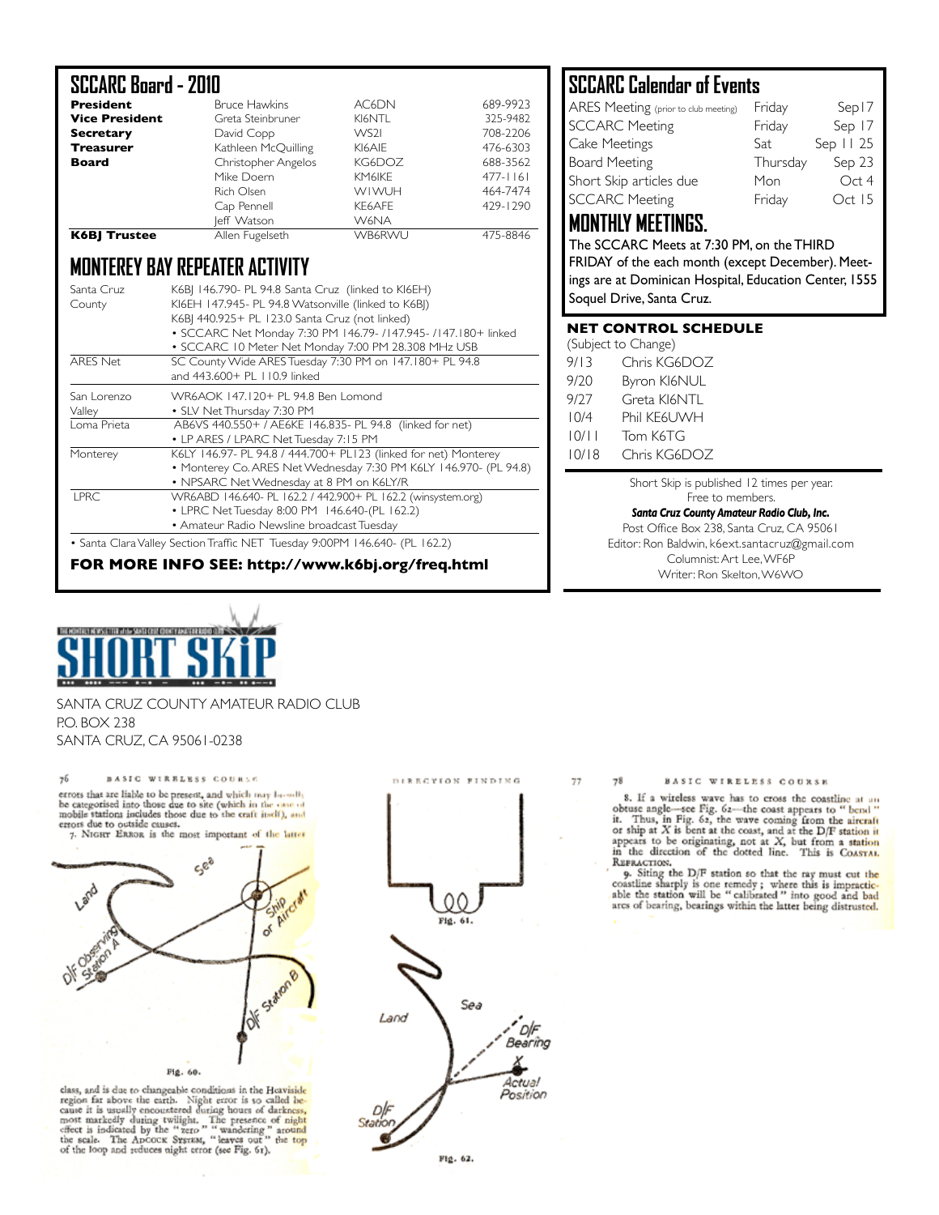## SCCARC Board - 2010

| | | | |
|---|---|---|---|
| **President** | Bruce Hawkins | AC6DN | 689-9923 |
| **Vice President** | Greta Steinbruner | KI6NTL | 325-9482 |
| **Secretary** | David Copp | WS2I | 708-2206 |
| **Treasurer** | Kathleen McQuilling | KI6AIE | 476-6303 |
| **Board** | Christopher Angelos | KG6DOZ | 688-3562 |
| | Mike Doern | KM6IKE | 477-1161 |
| | Rich Olsen | W1WUH | 464-7474 |
| | Cap Pennell | KE6AFE | 429-1290 |
| | Jeff Watson | W6NA | |
| **K6BJ Trustee** | Allen Fugelseth | WB6RWU | 475-8846 |

## MONTEREY BAY REPEATER ACTIVITY

| | |
|---|---|
| Santa Cruz County | K6BJ 146.790- PL 94.8 Santa Cruz (linked to KI6EH)<br>KI6EH 147.945- PL 94.8 Watsonville (linked to K6BJ)<br>K6BJ 440.925+ PL 123.0 Santa Cruz (not linked)<br>• SCCARC Net Monday 7:30 PM 146.79- /147.945- /147.180+ linked<br>• SCCARC 10 Meter Net Monday 7:00 PM 28.308 MHz USB |
| ARES Net | SC County Wide ARES Tuesday 7:30 PM on 147.180+ PL 94.8 and 443.600+ PL 110.9 linked |
| San Lorenzo Valley | WR6AOK 147.120+ PL 94.8 Ben Lomond<br>• SLV Net Thursday 7:30 PM |
| Loma Prieta | AB6VS 440.550+ / AE6KE 146.835- PL 94.8 (linked for net)<br>• LP ARES / LPARC Net Tuesday 7:15 PM |
| Monterey | K6LY 146.97- PL 94.8 / 444.700+ PL123 (linked for net) Monterey<br>• Monterey Co. ARES Net Wednesday 7:30 PM K6LY 146.970- (PL 94.8)<br>• NPSARC Net Wednesday at 8 PM on K6LY/R |
| LPRC | WR6ABD 146.640- PL 162.2 / 442.900+ PL 162.2 (winsystem.org)<br>• LPRC Net Tuesday 8:00 PM 146.640-(PL 162.2)<br>• Amateur Radio Newsline broadcast Tuesday |

• Santa Clara Valley Section Traffic NET Tuesday 9:00PM 146.640- (PL 162.2)

**FOR MORE INFO SEE: http://www.k6bj.org/freq.html**

## SCCARC Calendar of Events

| | | |
|---|---|---|
| ARES Meeting (prior to club meeting) | Friday | Sep17 |
| SCCARC Meeting | Friday | Sep 17 |
| Cake Meetings | Sat | Sep 11 25 |
| Board Meeting | Thursday | Sep 23 |
| Short Skip articles due | Mon | Oct 4 |
| SCCARC Meeting | Friday | Oct 15 |

## MONTHLY MEETINGS.

The SCCARC Meets at 7:30 PM, on the THIRD FRIDAY of the each month (except December). Meetings are at Dominican Hospital, Education Center, 1555 Soquel Drive, Santa Cruz.

### NET CONTROL SCHEDULE

(Subject to Change)

| | |
|---|---|
| 9/13 | Chris KG6DOZ |
| 9/20 | Byron KI6NUL |
| 9/27 | Greta KI6NTL |
| 10/4 | Phil KE6UWH |
| 10/11 | Tom K6TG |
| 10/18 | Chris KG6DOZ |

Short Skip is published 12 times per year.
Free to members.
***Santa Cruz County Amateur Radio Club, Inc.***
Post Office Box 238, Santa Cruz, CA 95061
Editor: Ron Baldwin, k6ext.santacruz@gmail.com
Columnist: Art Lee, WF6P
Writer: Ron Skelton, W6WO

THE MONTHLY NEWSLETTER of the SANTA CRUZ COUNTY AMATEUR RADIO CLUB

# SHORT SKIP

SANTA CRUZ COUNTY AMATEUR RADIO CLUB
P.O. BOX 238
SANTA CRUZ, CA 95061-0238

BASIC WIRELESS COURSE

errors that are liable to be present, and which may broadly be categorised into those due to site (which in the case of mobile stations includes those due to the craft itself), and errors due to outside causes.

7. NIGHT ERROR is the most important of the latter

Sea
Land
Ship or Aircraft
D/F Observing Station A
D/F Station B

Fig. 60.

class, and is due to changeable conditions in the Heaviside region far above the earth. Night error is so called because it is usually encountered during hours of darkness, most markedly during twilight. The presence of night effect is indicated by the "zero" "wandering" around the scale. The ADCOCK SYSTEM, "leaves out" the top of the loop and reduces night error (see Fig. 61).

DIRECTION FINDING

Fig. 61.

Sea
Land
D/F Bearing
Actual Position
D/F Station

Fig. 62.

BASIC WIRELESS COURSE

8. If a wireless wave has to cross the coastline at an obtuse angle—see Fig. 62—the coast appears to "bend" it. Thus, in Fig. 62, the wave coming from the aircraft or ship at X is bent at the coast, and at the D/F station it appears to be originating, not at X, but from a station in the direction of the dotted line. This is COASTAL REFRACTION.

9. Siting the D/F station so that the ray must cut the coastline sharply is one remedy; where this is impracticable the station will be "calibrated" into good and bad arcs of bearing, bearings within the latter being distrusted.